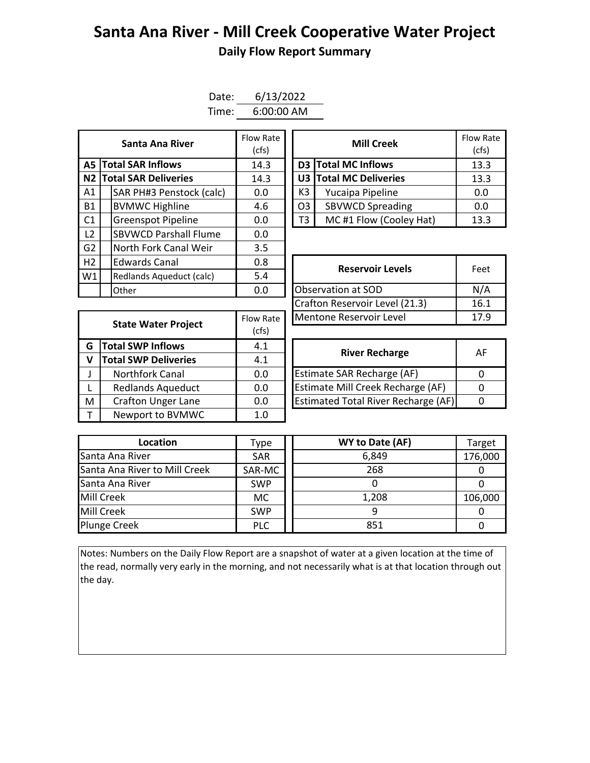# Santa Ana River - Mill Creek Cooperative Water Project

## Daily Flow Report Summary

Date: 6/13/2022

Time: 6:00:00 AM

| | Santa Ana River | Flow Rate (cfs) |
|---|---|---|
| A5 | **Total SAR Inflows** | 14.3 |
| N2 | **Total SAR Deliveries** | 14.3 |
| A1 | SAR PH#3 Penstock (calc) | 0.0 |
| B1 | BVMWC Highline | 4.6 |
| C1 | Greenspot Pipeline | 0.0 |
| L2 | SBVWCD Parshall Flume | 0.0 |
| G2 | North Fork Canal Weir | 3.5 |
| H2 | Edwards Canal | 0.8 |
| W1 | Redlands Aqueduct (calc) | 5.4 |
| | Other | 0.0 |

| | Mill Creek | Flow Rate (cfs) |
|---|---|---|
| D3 | **Total MC Inflows** | 13.3 |
| U3 | **Total MC Deliveries** | 13.3 |
| K3 | Yucaipa Pipeline | 0.0 |
| O3 | SBVWCD Spreading | 0.0 |
| T3 | MC #1 Flow (Cooley Hat) | 13.3 |

| Reservoir Levels | Feet |
|---|---|
| Observation at SOD | N/A |
| Crafton Reservoir Level (21.3) | 16.1 |
| Mentone Reservoir Level | 17.9 |

| | State Water Project | Flow Rate (cfs) |
|---|---|---|
| G | **Total SWP Inflows** | 4.1 |
| V | **Total SWP Deliveries** | 4.1 |
| J | Northfork Canal | 0.0 |
| L | Redlands Aqueduct | 0.0 |
| M | Crafton Unger Lane | 0.0 |
| T | Newport to BVMWC | 1.0 |

| River Recharge | AF |
|---|---|
| Estimate SAR Recharge (AF) | 0 |
| Estimate Mill Creek Recharge (AF) | 0 |
| Estimated Total River Recharge (AF) | 0 |

| Location | Type | WY to Date (AF) | Target |
|---|---|---|---|
| Santa Ana River | SAR | 6,849 | 176,000 |
| Santa Ana River to Mill Creek | SAR-MC | 268 | 0 |
| Santa Ana River | SWP | 0 | 0 |
| Mill Creek | MC | 1,208 | 106,000 |
| Mill Creek | SWP | 9 | 0 |
| Plunge Creek | PLC | 851 | 0 |

Notes: Numbers on the Daily Flow Report are a snapshot of water at a given location at the time of the read, normally very early in the morning, and not necessarily what is at that location through out the day.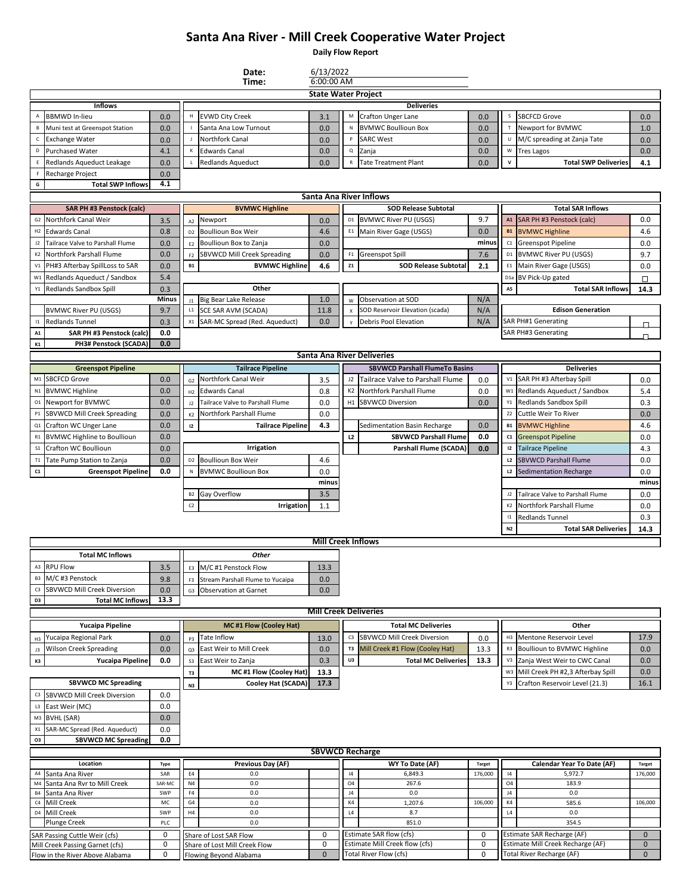# Santa Ana River - Mill Creek Cooperative Water Project

**Daily Flow Report**

**Date:** 6/13/2022
**Time:** 6:00:00 AM

## State Water Project

### Inflows

| | Inflows | |
|---|---|---|
| A | BBMWD In-lieu | 0.0 |
| B | Muni test at Greenspot Station | 0.0 |
| C | Exchange Water | 0.0 |
| D | Purchased Water | 4.1 |
| E | Redlands Aqueduct Leakage | 0.0 |
| F | Recharge Project | 0.0 |
| G | **Total SWP Inflows** | **4.1** |

### Deliveries

| | | | | | | | | |
|---|---|---|---|---|---|---|---|---|
| H | EVWD City Creek | 3.1 | M | Crafton Unger Lane | 0.0 | S | SBCFCD Grove | 0.0 |
| I | Santa Ana Low Turnout | 0.0 | N | BVMWC Boullioun Box | 0.0 | T | Newport for BVMWC | 1.0 |
| J | Northfork Canal | 0.0 | P | SARC West | 0.0 | U | M/C spreading at Zanja Tate | 0.0 |
| K | Edwards Canal | 0.0 | Q | Zanja | 0.0 | W | Tres Lagos | 0.0 |
| L | Redlands Aqueduct | 0.0 | R | Tate Treatment Plant | 0.0 | V | **Total SWP Deliveries** | **4.1** |

## Santa Ana River Inflows

| | SAR PH #3 Penstock (calc) | |
|---|---|---|
| G2 | Northfork Canal Weir | 3.5 |
| H2 | Edwards Canal | 0.8 |
| J2 | Tailrace Valve to Parshall Flume | 0.0 |
| K2 | Northfork Parshall Flume | 0.0 |
| V1 | PH#3 Afterbay SpillLoss to SAR | 0.0 |
| W1 | Redlands Aqueduct / Sandbox | 5.4 |
| Y1 | Redlands Sandbox Spill | 0.3 |
| | | **Minus** |
| | BVMWC River PU (USGS) | 9.7 |
| I1 | Redlands Tunnel | 0.3 |
| A1 | **SAR PH #3 Penstock (calc)** | **0.0** |
| K1 | **PH3# Penstock (SCADA)** | **0.0** |

| | BVMWC Highline | |
|---|---|---|
| A2 | Newport | 0.0 |
| D2 | Boullioun Box Weir | 4.6 |
| E2 | Boullioun Box to Zanja | 0.0 |
| F2 | SBVWCD Mill Creek Spreading | 0.0 |
| B1 | **BVMWC Highline** | **4.6** |

| | Other | |
|---|---|---|
| J1 | Big Bear Lake Release | 1.0 |
| L1 | SCE SAR AVM (SCADA) | 11.8 |
| X1 | SAR-MC Spread (Red. Aqueduct) | 0.0 |

| | SOD Release Subtotal | |
|---|---|---|
| D1 | BVMWC River PU (USGS) | 9.7 |
| E1 | Main River Gage (USGS) | 0.0 |
| | | minus |
| F1 | Greenspot Spill | 7.6 |
| Z1 | **SOD Release Subtotal** | **2.1** |
| W | Observation at SOD | N/A |
| X | SOD Reservoir Elevation (scada) | N/A |
| Y | Debris Pool Elevation | N/A |

| | Total SAR Inflows | |
|---|---|---|
| A1 | SAR PH #3 Penstock (calc) | 0.0 |
| B1 | BVMWC Highline | 4.6 |
| C1 | Greenspot Pipeline | 0.0 |
| D1 | BVMWC River PU (USGS) | 9.7 |
| E1 | Main River Gage (USGS) | 0.0 |
| D1a | BV Pick-Up gated | ☐ |
| A5 | **Total SAR Inflows** | **14.3** |

| Edison Generation | |
|---|---|
| SAR PH#1 Generating | ☐ |
| SAR PH#3 Generating | ☐ |

## Santa Ana River Deliveries

| | Greenspot Pipeline | |
|---|---|---|
| M1 | SBCFCD Grove | 0.0 |
| N1 | BVMWC Highline | 0.0 |
| O1 | Newport for BVMWC | 0.0 |
| P1 | SBVWCD Mill Creek Spreading | 0.0 |
| Q1 | Crafton WC Unger Lane | 0.0 |
| R1 | BVMWC Highline to Boullioun | 0.0 |
| S1 | Crafton WC Boullioun | 0.0 |
| T1 | Tate Pump Station to Zanja | 0.0 |
| C1 | **Greenspot Pipeline** | **0.0** |

| | Tailrace Pipeline | |
|---|---|---|
| G2 | Northfork Canal Weir | 3.5 |
| H2 | Edwards Canal | 0.8 |
| J2 | Tailrace Valve to Parshall Flume | 0.0 |
| K2 | Northfork Parshall Flume | 0.0 |
| I2 | **Tailrace Pipeline** | **4.3** |

| | Irrigation | |
|---|---|---|
| D2 | Boullioun Box Weir | 4.6 |
| N | BVMWC Boullioun Box | 0.0 |
| | | minus |
| B2 | Gay Overflow | 3.5 |
| C2 | **Irrigation** | 1.1 |

| | SBVWCD Parshall FlumeTo Basins | |
|---|---|---|
| J2 | Tailrace Valve to Parshall Flume | 0.0 |
| K2 | Northfork Parshall Flume | 0.0 |
| H1 | SBVWCD Diversion | 0.0 |
| | Sedimentation Basin Recharge | 0.0 |
| L2 | **SBVWCD Parshall Flume** | **0.0** |
| | **Parshall Flume (SCADA)** | **0.0** |

| | Deliveries | |
|---|---|---|
| V1 | SAR PH #3 Afterbay Spill | 0.0 |
| W1 | Redlands Aqueduct / Sandbox | 5.4 |
| Y1 | Redlands Sandbox Spill | 0.3 |
| Z2 | Cuttle Weir To River | 0.0 |
| B1 | BVMWC Highline | 4.6 |
| C1 | Greenspot Pipeline | 0.0 |
| I2 | Tailrace Pipeline | 4.3 |
| L2 | SBVWCD Parshall Flume | 0.0 |
| L2 | Sedimentation Recharge | 0.0 |
| | | minus |
| J2 | Tailrace Valve to Parshall Flume | 0.0 |
| K2 | Northfork Parshall Flume | 0.0 |
| I1 | Redlands Tunnel | 0.3 |
| N2 | **Total SAR Deliveries** | **14.3** |

## Mill Creek Inflows

| | Total MC Inflows | |
|---|---|---|
| A3 | RPU Flow | 3.5 |
| B3 | M/C #3 Penstock | 9.8 |
| C3 | SBVWCD Mill Creek Diversion | 0.0 |
| D3 | **Total MC Inflows** | **13.3** |

| | *Other* | |
|---|---|---|
| E3 | M/C #1 Penstock Flow | 13.3 |
| F3 | Stream Parshall Flume to Yucaipa | 0.0 |
| G3 | Observation at Garnet | 0.0 |

## Mill Creek Deliveries

| | Yucaipa Pipeline | |
|---|---|---|
| H3 | Yucaipa Regional Park | 0.0 |
| J3 | Wilson Creek Spreading | 0.0 |
| K3 | **Yucaipa Pipeline** | **0.0** |

| | SBVWCD MC Spreading | |
|---|---|---|
| C3 | SBVWCD Mill Creek Diversion | 0.0 |
| L3 | East Weir (MC) | 0.0 |
| M3 | BVHL (SAR) | 0.0 |
| X1 | SAR-MC Spread (Red. Aqueduct) | 0.0 |
| O3 | **SBVWCD MC Spreading** | **0.0** |

| | MC #1 Flow (Cooley Hat) | |
|---|---|---|
| P3 | Tate Inflow | 13.0 |
| Q3 | East Weir to Mill Creek | 0.0 |
| S3 | East Weir to Zanja | 0.3 |
| T3 | **MC #1 Flow (Cooley Hat)** | **13.3** |
| N3 | **Cooley Hat (SCADA)** | **17.3** |

| | Total MC Deliveries | |
|---|---|---|
| C3 | SBVWCD Mill Creek Diversion | 0.0 |
| T3 | Mill Creek #1 Flow (Cooley Hat) | 13.3 |
| U3 | **Total MC Deliveries** | **13.3** |

| | Other | |
|---|---|---|
| H3 | Mentone Reservoir Level | 17.9 |
| R3 | Boullioun to BVMWC Highline | 0.0 |
| V3 | Zanja West Weir to CWC Canal | 0.0 |
| W3 | Mill Creek PH #2,3 Afterbay Spill | 0.0 |
| Y3 | Crafton Reservoir Level (21.3) | 16.1 |

## SBVWCD Recharge

| | Location | Type | | Previous Day (AF) | | | WY To Date (AF) | Target | | Calendar Year To Date (AF) | Target |
|---|---|---|---|---|---|---|---|---|---|---|---|
| A4 | Santa Ana River | SAR | E4 | 0.0 | | I4 | 6,849.3 | 176,000 | I4 | 5,972.7 | 176,000 |
| M4 | Santa Ana Rvr to Mill Creek | SAR-MC | N4 | 0.0 | | O4 | 267.6 | | O4 | 183.9 | |
| B4 | Santa Ana River | SWP | F4 | 0.0 | | J4 | 0.0 | | J4 | 0.0 | |
| C4 | Mill Creek | MC | G4 | 0.0 | | K4 | 1,207.6 | 106,000 | K4 | 585.6 | 106,000 |
| D4 | Mill Creek | SWP | H4 | 0.0 | | L4 | 8.7 | | L4 | 0.0 | |
| | Plunge Creek | PLC | | 0.0 | | | 851.0 | | | 354.5 | |

| | | | | | | | |
|---|---|---|---|---|---|---|---|
| SAR Passing Cuttle Weir (cfs) | 0 | Share of Lost SAR Flow | 0 | Estimate SAR flow (cfs) | 0 | Estimate SAR Recharge (AF) | 0 |
| Mill Creek Passing Garnet (cfs) | 0 | Share of Lost Mill Creek Flow | 0 | Estimate Mill Creek flow (cfs) | 0 | Estimate Mill Creek Recharge (AF) | 0 |
| Flow in the River Above Alabama | 0 | Flowing Beyond Alabama | 0 | Total River Flow (cfs) | 0 | Total River Recharge (AF) | 0 |